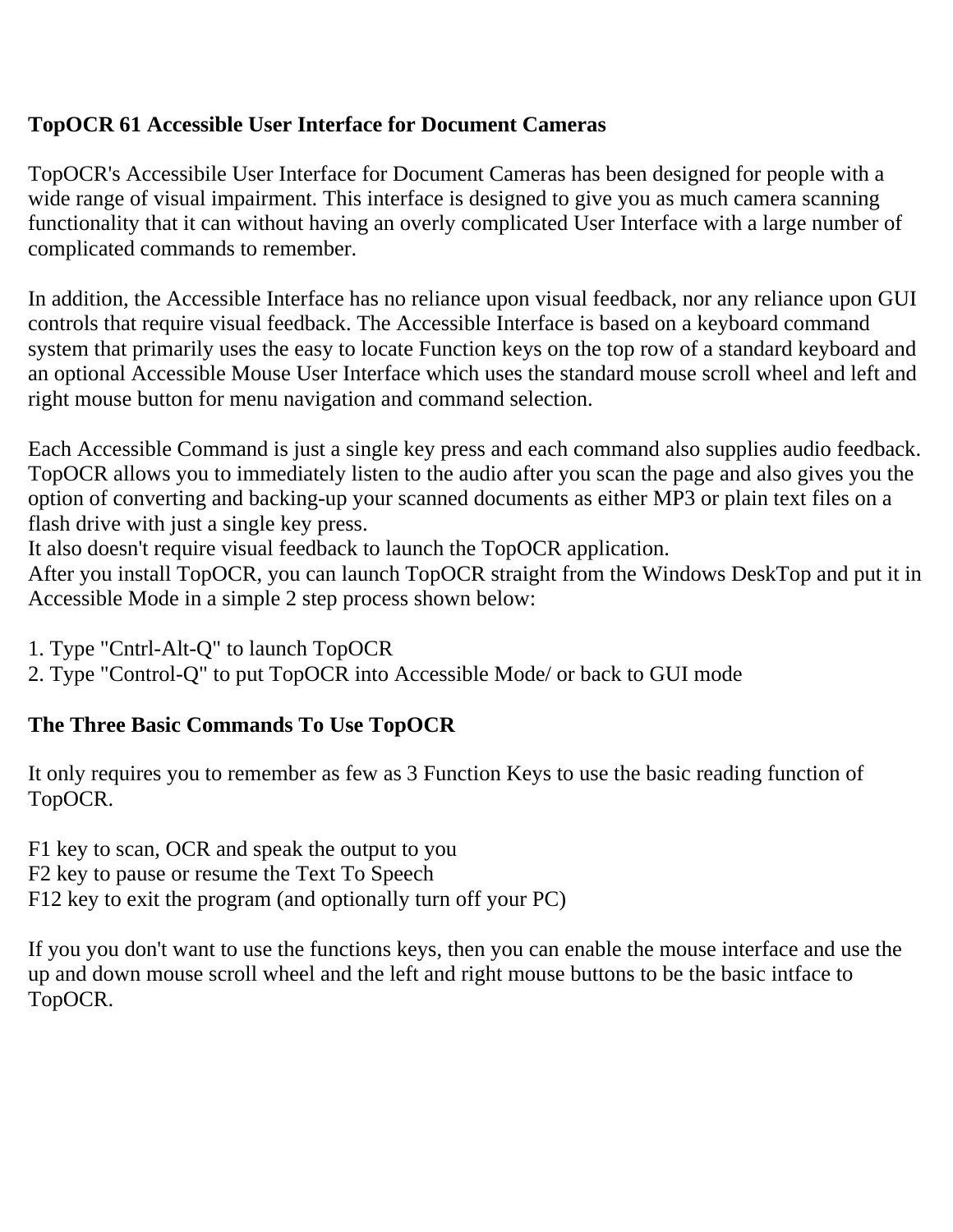**TopOCR 61 Accessible User Interface for Document Cameras**

TopOCR's Accessibile User Interface for Document Cameras has been designed for people with a wide range of visual impairment. This interface is designed to give you as much camera scanning functionality that it can without having an overly complicated User Interface with a large number of complicated commands to remember.

In addition, the Accessible Interface has no reliance upon visual feedback, nor any reliance upon GUI controls that require visual feedback. The Accessible Interface is based on a keyboard command system that primarily uses the easy to locate Function keys on the top row of a standard keyboard and an optional Accessible Mouse User Interface which uses the standard mouse scroll wheel and left and right mouse button for menu navigation and command selection.

Each Accessible Command is just a single key press and each command also supplies audio feedback. TopOCR allows you to immediately listen to the audio after you scan the page and also gives you the option of converting and backing-up your scanned documents as either MP3 or plain text files on a flash drive with just a single key press.
It also doesn't require visual feedback to launch the TopOCR application.
After you install TopOCR, you can launch TopOCR straight from the Windows DeskTop and put it in Accessible Mode in a simple 2 step process shown below:

1. Type "Cntrl-Alt-Q" to launch TopOCR
2. Type "Control-Q" to put TopOCR into Accessible Mode/ or back to GUI mode

**The Three Basic Commands To Use TopOCR**

It only requires you to remember as few as 3 Function Keys to use the basic reading function of TopOCR.

F1 key to scan, OCR and speak the output to you
F2 key to pause or resume the Text To Speech
F12 key to exit the program (and optionally turn off your PC)

If you you don't want to use the functions keys, then you can enable the mouse interface and use the up and down mouse scroll wheel and the left and right mouse buttons to be the basic intface to TopOCR.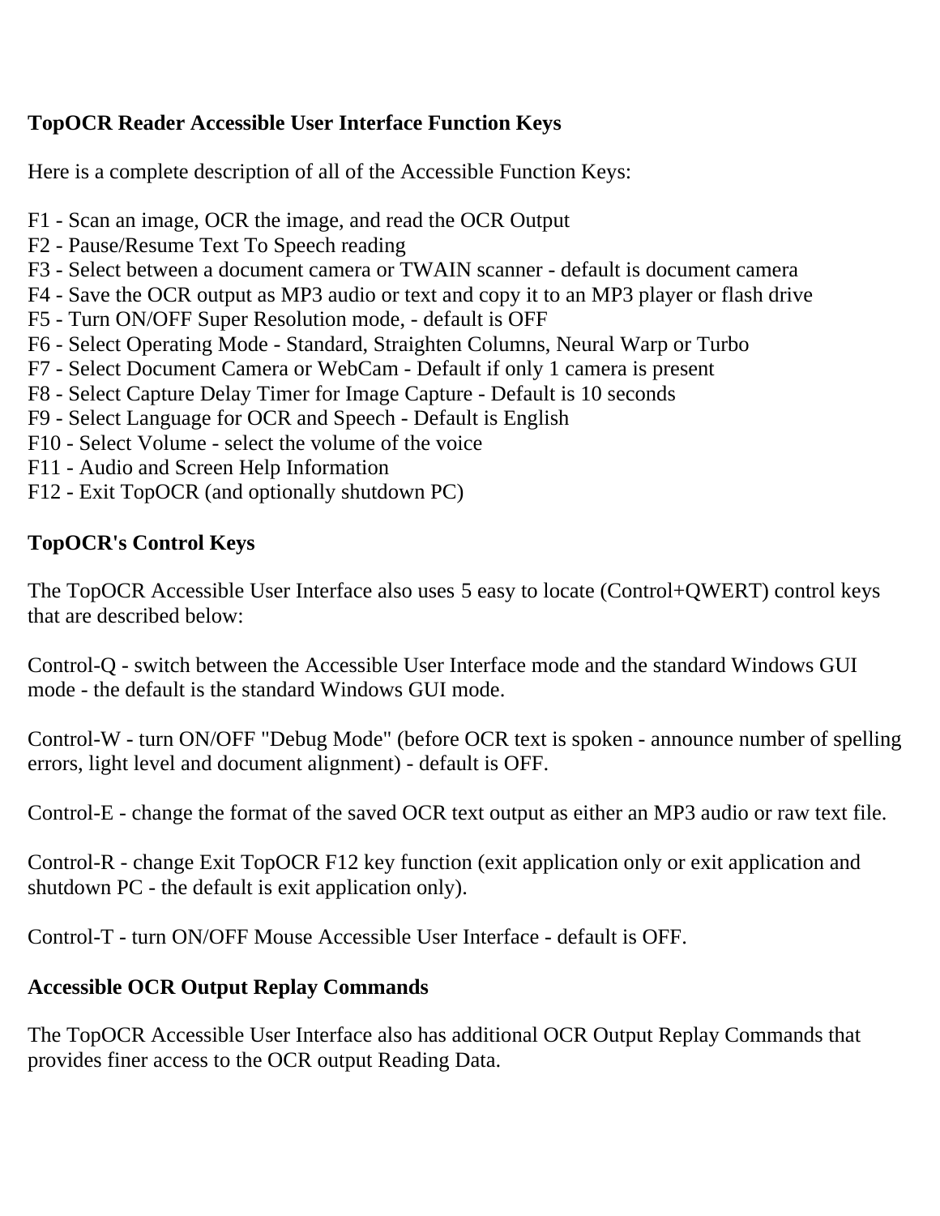**TopOCR Reader Accessible User Interface Function Keys**

Here is a complete description of all of the Accessible Function Keys:

F1 - Scan an image, OCR the image, and read the OCR Output
F2 - Pause/Resume Text To Speech reading
F3 - Select between a document camera or TWAIN scanner - default is document camera
F4 - Save the OCR output as MP3 audio or text and copy it to an MP3 player or flash drive
F5 - Turn ON/OFF Super Resolution mode, - default is OFF
F6 - Select Operating Mode - Standard, Straighten Columns, Neural Warp or Turbo
F7 - Select Document Camera or WebCam - Default if only 1 camera is present
F8 - Select Capture Delay Timer for Image Capture - Default is 10 seconds
F9 - Select Language for OCR and Speech - Default is English
F10 - Select Volume - select the volume of the voice
F11 - Audio and Screen Help Information
F12 - Exit TopOCR (and optionally shutdown PC)

**TopOCR's Control Keys**

The TopOCR Accessible User Interface also uses 5 easy to locate (Control+QWERT) control keys that are described below:

Control-Q - switch between the Accessible User Interface mode and the standard Windows GUI mode - the default is the standard Windows GUI mode.

Control-W - turn ON/OFF "Debug Mode" (before OCR text is spoken - announce number of spelling errors, light level and document alignment) - default is OFF.

Control-E - change the format of the saved OCR text output as either an MP3 audio or raw text file.

Control-R - change Exit TopOCR F12 key function (exit application only or exit application and shutdown PC - the default is exit application only).

Control-T - turn ON/OFF Mouse Accessible User Interface - default is OFF.

**Accessible OCR Output Replay Commands**

The TopOCR Accessible User Interface also has additional OCR Output Replay Commands that provides finer access to the OCR output Reading Data.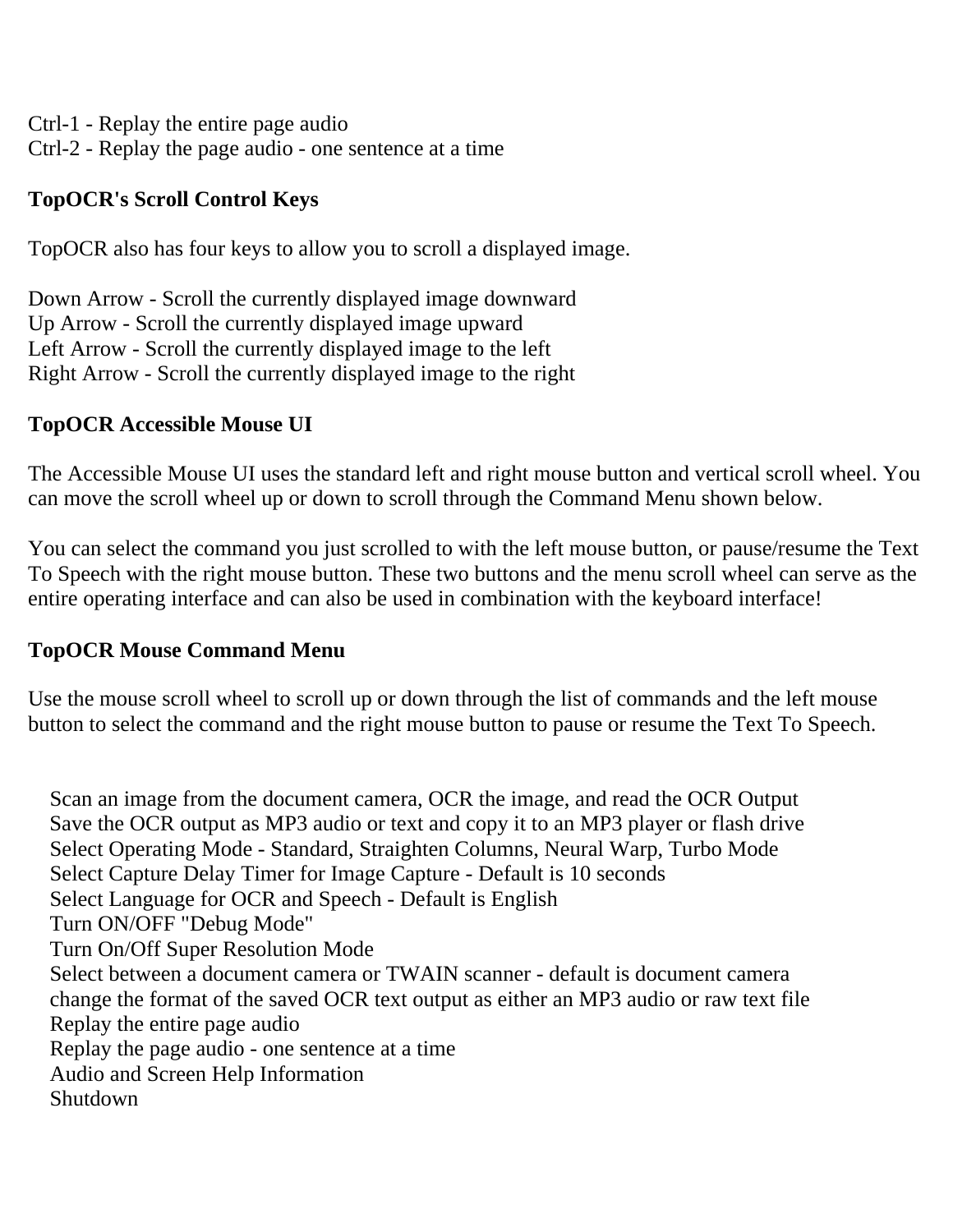Ctrl-1 - Replay the entire page audio
Ctrl-2 - Replay the page audio - one sentence at a time

**TopOCR's Scroll Control Keys**

TopOCR also has four keys to allow you to scroll a displayed image.

Down Arrow - Scroll the currently displayed image downward
Up Arrow - Scroll the currently displayed image upward
Left Arrow - Scroll the currently displayed image to the left
Right Arrow - Scroll the currently displayed image to the right

**TopOCR Accessible Mouse UI**

The Accessible Mouse UI uses the standard left and right mouse button and vertical scroll wheel. You can move the scroll wheel up or down to scroll through the Command Menu shown below.

You can select the command you just scrolled to with the left mouse button, or pause/resume the Text To Speech with the right mouse button. These two buttons and the menu scroll wheel can serve as the entire operating interface and can also be used in combination with the keyboard interface!

**TopOCR Mouse Command Menu**

Use the mouse scroll wheel to scroll up or down through the list of commands and the left mouse button to select the command and the right mouse button to pause or resume the Text To Speech.

Scan an image from the document camera, OCR the image, and read the OCR Output
Save the OCR output as MP3 audio or text and copy it to an MP3 player or flash drive
Select Operating Mode - Standard, Straighten Columns, Neural Warp, Turbo Mode
Select Capture Delay Timer for Image Capture - Default is 10 seconds
Select Language for OCR and Speech - Default is English
Turn ON/OFF "Debug Mode"
Turn On/Off Super Resolution Mode
Select between a document camera or TWAIN scanner - default is document camera
change the format of the saved OCR text output as either an MP3 audio or raw text file
Replay the entire page audio
Replay the page audio - one sentence at a time
Audio and Screen Help Information
Shutdown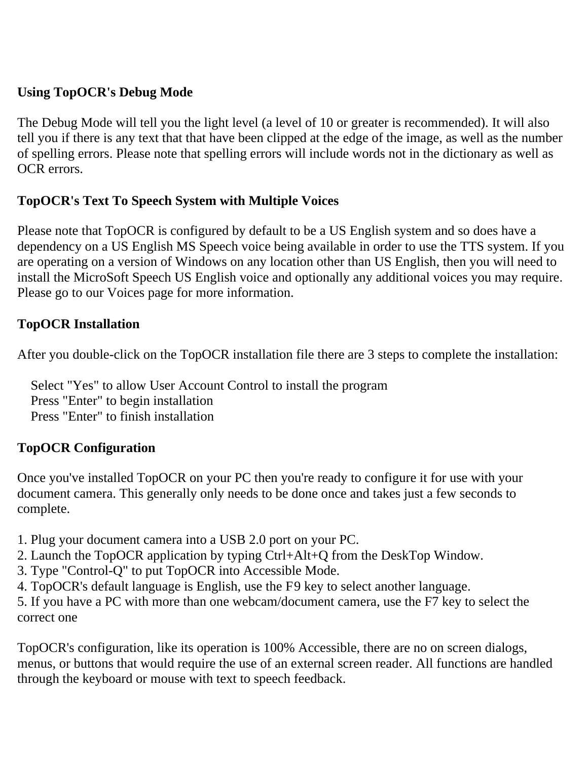## Using TopOCR's Debug Mode

The Debug Mode will tell you the light level (a level of 10 or greater is recommended). It will also tell you if there is any text that that have been clipped at the edge of the image, as well as the number of spelling errors. Please note that spelling errors will include words not in the dictionary as well as OCR errors.

## TopOCR's Text To Speech System with Multiple Voices

Please note that TopOCR is configured by default to be a US English system and so does have a dependency on a US English MS Speech voice being available in order to use the TTS system. If you are operating on a version of Windows on any location other than US English, then you will need to install the MicroSoft Speech US English voice and optionally any additional voices you may require. Please go to our Voices page for more information.

## TopOCR Installation

After you double-click on the TopOCR installation file there are 3 steps to complete the installation:

- Select "Yes" to allow User Account Control to install the program
- Press "Enter" to begin installation
- Press "Enter" to finish installation

## TopOCR Configuration

Once you've installed TopOCR on your PC then you're ready to configure it for use with your document camera. This generally only needs to be done once and takes just a few seconds to complete.

1. Plug your document camera into a USB 2.0 port on your PC.
2. Launch the TopOCR application by typing Ctrl+Alt+Q from the DeskTop Window.
3. Type "Control-Q" to put TopOCR into Accessible Mode.
4. TopOCR's default language is English, use the F9 key to select another language.
5. If you have a PC with more than one webcam/document camera, use the F7 key to select the correct one

TopOCR's configuration, like its operation is 100% Accessible, there are no on screen dialogs, menus, or buttons that would require the use of an external screen reader. All functions are handled through the keyboard or mouse with text to speech feedback.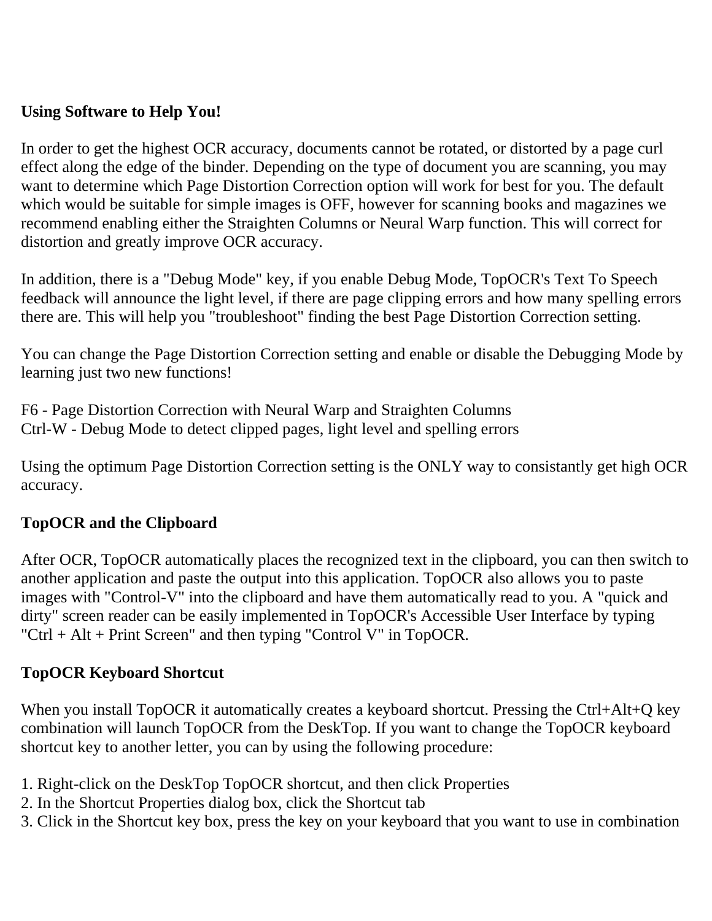**Using Software to Help You!**

In order to get the highest OCR accuracy, documents cannot be rotated, or distorted by a page curl effect along the edge of the binder. Depending on the type of document you are scanning, you may want to determine which Page Distortion Correction option will work for best for you. The default which would be suitable for simple images is OFF, however for scanning books and magazines we recommend enabling either the Straighten Columns or Neural Warp function. This will correct for distortion and greatly improve OCR accuracy.

In addition, there is a "Debug Mode" key, if you enable Debug Mode, TopOCR's Text To Speech feedback will announce the light level, if there are page clipping errors and how many spelling errors there are. This will help you "troubleshoot" finding the best Page Distortion Correction setting.

You can change the Page Distortion Correction setting and enable or disable the Debugging Mode by learning just two new functions!

F6 - Page Distortion Correction with Neural Warp and Straighten Columns
Ctrl-W - Debug Mode to detect clipped pages, light level and spelling errors

Using the optimum Page Distortion Correction setting is the ONLY way to consistantly get high OCR accuracy.

**TopOCR and the Clipboard**

After OCR, TopOCR automatically places the recognized text in the clipboard, you can then switch to another application and paste the output into this application. TopOCR also allows you to paste images with "Control-V" into the clipboard and have them automatically read to you. A "quick and dirty" screen reader can be easily implemented in TopOCR's Accessible User Interface by typing "Ctrl + Alt + Print Screen" and then typing "Control V" in TopOCR.

**TopOCR Keyboard Shortcut**

When you install TopOCR it automatically creates a keyboard shortcut. Pressing the Ctrl+Alt+Q key combination will launch TopOCR from the DeskTop. If you want to change the TopOCR keyboard shortcut key to another letter, you can by using the following procedure:

1. Right-click on the DeskTop TopOCR shortcut, and then click Properties
2. In the Shortcut Properties dialog box, click the Shortcut tab
3. Click in the Shortcut key box, press the key on your keyboard that you want to use in combination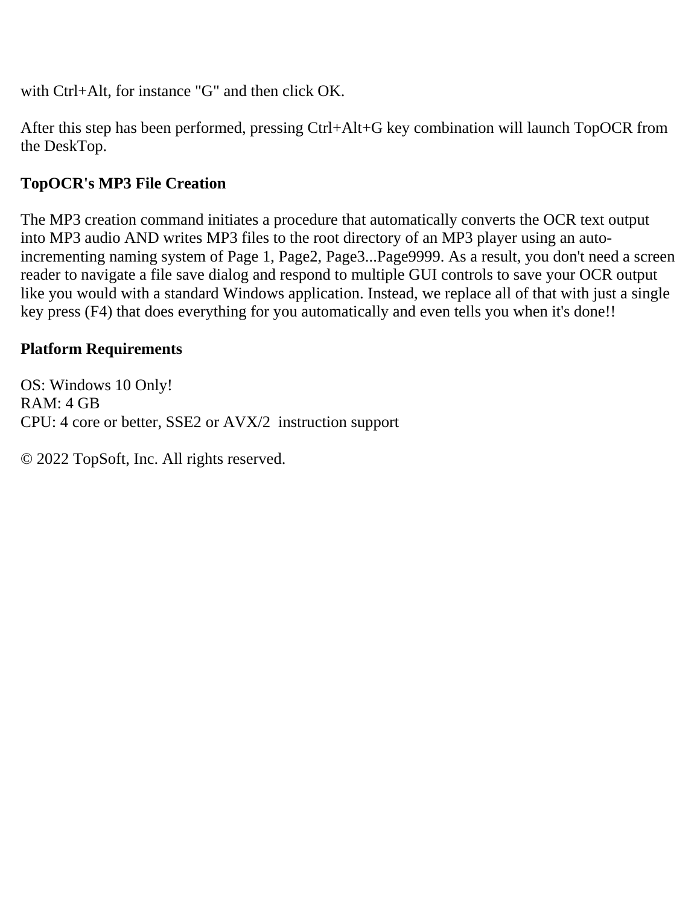with Ctrl+Alt, for instance "G" and then click OK.

After this step has been performed, pressing Ctrl+Alt+G key combination will launch TopOCR from the DeskTop.

**TopOCR's MP3 File Creation**

The MP3 creation command initiates a procedure that automatically converts the OCR text output into MP3 audio AND writes MP3 files to the root directory of an MP3 player using an auto-incrementing naming system of Page 1, Page2, Page3...Page9999. As a result, you don't need a screen reader to navigate a file save dialog and respond to multiple GUI controls to save your OCR output like you would with a standard Windows application. Instead, we replace all of that with just a single key press (F4) that does everything for you automatically and even tells you when it's done!!

**Platform Requirements**

OS: Windows 10 Only!
RAM: 4 GB
CPU: 4 core or better, SSE2 or AVX/2 instruction support

© 2022 TopSoft, Inc. All rights reserved.